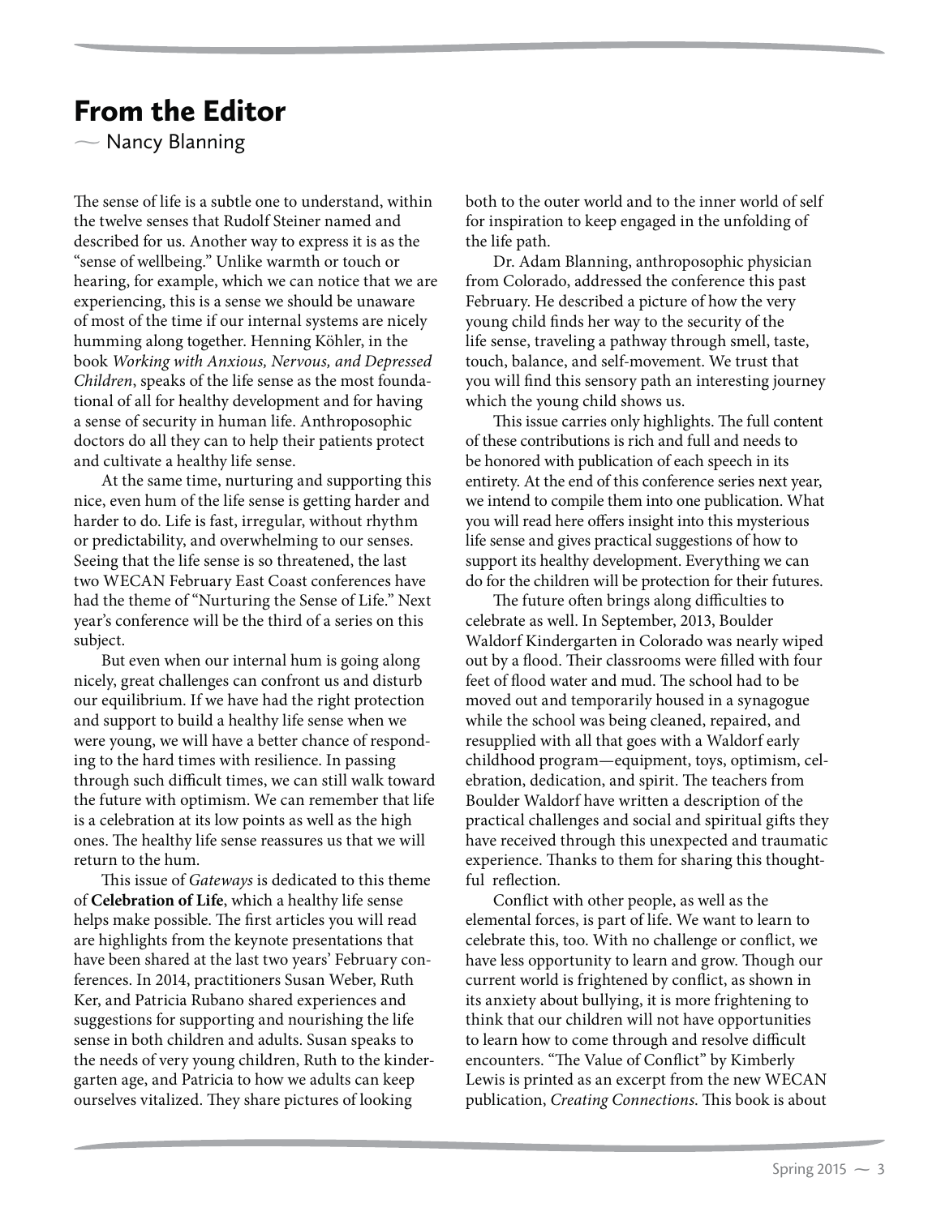# From the Editor

— Nancy Blanning

The sense of life is a subtle one to understand, within the twelve senses that Rudolf Steiner named and described for us. Another way to express it is as the "sense of wellbeing." Unlike warmth or touch or hearing, for example, which we can notice that we are experiencing, this is a sense we should be unaware of most of the time if our internal systems are nicely humming along together. Henning Köhler, in the book *Working with Anxious, Nervous, and Depressed Children*, speaks of the life sense as the most foundational of all for healthy development and for having a sense of security in human life. Anthroposophic doctors do all they can to help their patients protect and cultivate a healthy life sense.

At the same time, nurturing and supporting this nice, even hum of the life sense is getting harder and harder to do. Life is fast, irregular, without rhythm or predictability, and overwhelming to our senses. Seeing that the life sense is so threatened, the last two WECAN February East Coast conferences have had the theme of "Nurturing the Sense of Life." Next year's conference will be the third of a series on this subject.

But even when our internal hum is going along nicely, great challenges can confront us and disturb our equilibrium. If we have had the right protection and support to build a healthy life sense when we were young, we will have a better chance of responding to the hard times with resilience. In passing through such difficult times, we can still walk toward the future with optimism. We can remember that life is a celebration at its low points as well as the high ones. The healthy life sense reassures us that we will return to the hum.

This issue of *Gateways* is dedicated to this theme of **Celebration of Life**, which a healthy life sense helps make possible. The first articles you will read are highlights from the keynote presentations that have been shared at the last two years' February conferences. In 2014, practitioners Susan Weber, Ruth Ker, and Patricia Rubano shared experiences and suggestions for supporting and nourishing the life sense in both children and adults. Susan speaks to the needs of very young children, Ruth to the kindergarten age, and Patricia to how we adults can keep ourselves vitalized. They share pictures of looking both to the outer world and to the inner world of self for inspiration to keep engaged in the unfolding of the life path.

Dr. Adam Blanning, anthroposophic physician from Colorado, addressed the conference this past February. He described a picture of how the very young child finds her way to the security of the life sense, traveling a pathway through smell, taste, touch, balance, and self-movement. We trust that you will find this sensory path an interesting journey which the young child shows us.

This issue carries only highlights. The full content of these contributions is rich and full and needs to be honored with publication of each speech in its entirety. At the end of this conference series next year, we intend to compile them into one publication. What you will read here offers insight into this mysterious life sense and gives practical suggestions of how to support its healthy development. Everything we can do for the children will be protection for their futures.

The future often brings along difficulties to celebrate as well. In September, 2013, Boulder Waldorf Kindergarten in Colorado was nearly wiped out by a flood. Their classrooms were filled with four feet of flood water and mud. The school had to be moved out and temporarily housed in a synagogue while the school was being cleaned, repaired, and resupplied with all that goes with a Waldorf early childhood program—equipment, toys, optimism, celebration, dedication, and spirit. The teachers from Boulder Waldorf have written a description of the practical challenges and social and spiritual gifts they have received through this unexpected and traumatic experience. Thanks to them for sharing this thoughtful reflection.

Conflict with other people, as well as the elemental forces, is part of life. We want to learn to celebrate this, too. With no challenge or conflict, we have less opportunity to learn and grow. Though our current world is frightened by conflict, as shown in its anxiety about bullying, it is more frightening to think that our children will not have opportunities to learn how to come through and resolve difficult encounters. "The Value of Conflict" by Kimberly Lewis is printed as an excerpt from the new WECAN publication, *Creating Connections*. This book is about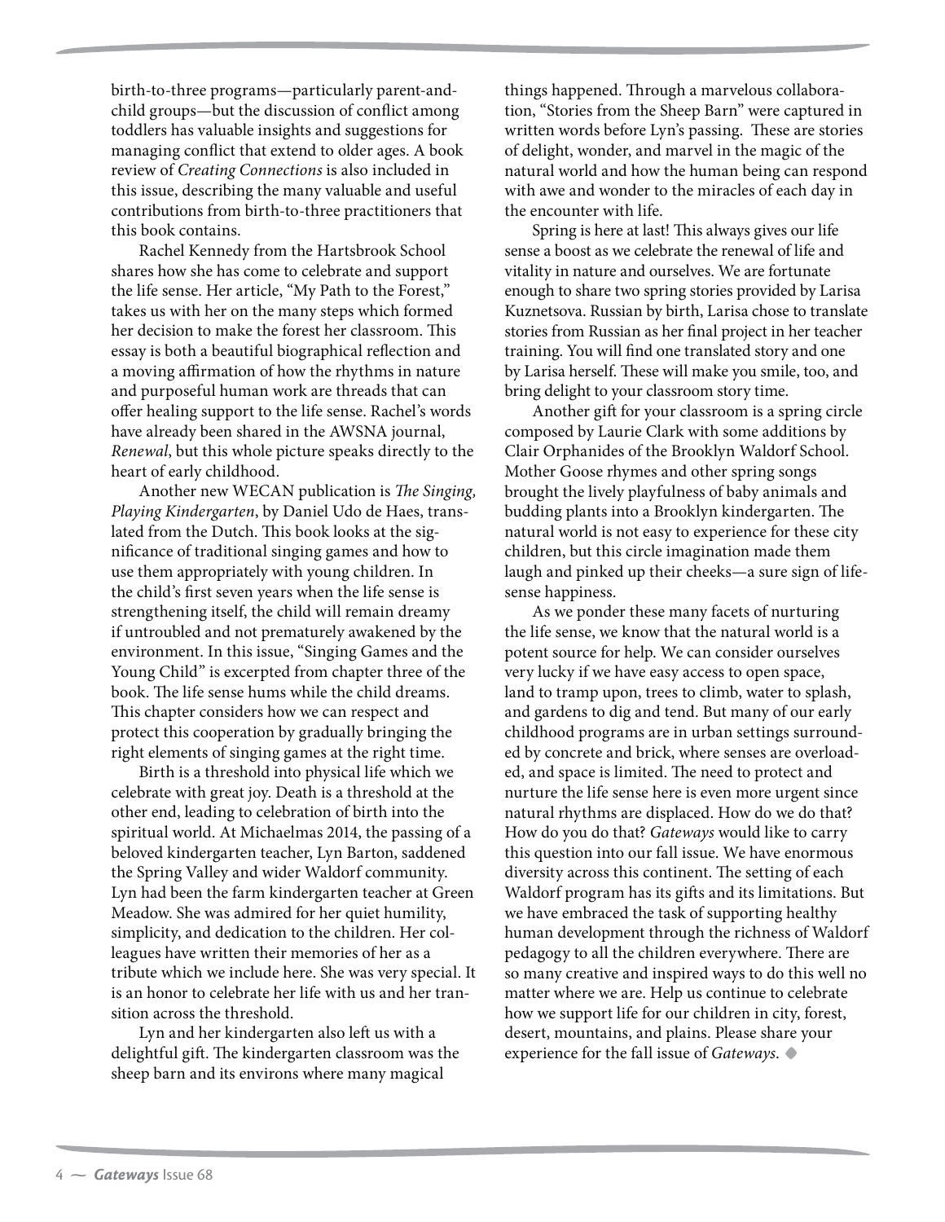birth-to-three programs—particularly parent-and-child groups—but the discussion of conflict among toddlers has valuable insights and suggestions for managing conflict that extend to older ages. A book review of *Creating Connections* is also included in this issue, describing the many valuable and useful contributions from birth-to-three practitioners that this book contains.

Rachel Kennedy from the Hartsbrook School shares how she has come to celebrate and support the life sense. Her article, "My Path to the Forest," takes us with her on the many steps which formed her decision to make the forest her classroom. This essay is both a beautiful biographical reflection and a moving affirmation of how the rhythms in nature and purposeful human work are threads that can offer healing support to the life sense. Rachel's words have already been shared in the AWSNA journal, *Renewal*, but this whole picture speaks directly to the heart of early childhood.

Another new WECAN publication is *The Singing, Playing Kindergarten*, by Daniel Udo de Haes, translated from the Dutch. This book looks at the significance of traditional singing games and how to use them appropriately with young children. In the child's first seven years when the life sense is strengthening itself, the child will remain dreamy if untroubled and not prematurely awakened by the environment. In this issue, "Singing Games and the Young Child" is excerpted from chapter three of the book. The life sense hums while the child dreams. This chapter considers how we can respect and protect this cooperation by gradually bringing the right elements of singing games at the right time.

Birth is a threshold into physical life which we celebrate with great joy. Death is a threshold at the other end, leading to celebration of birth into the spiritual world. At Michaelmas 2014, the passing of a beloved kindergarten teacher, Lyn Barton, saddened the Spring Valley and wider Waldorf community. Lyn had been the farm kindergarten teacher at Green Meadow. She was admired for her quiet humility, simplicity, and dedication to the children. Her colleagues have written their memories of her as a tribute which we include here. She was very special. It is an honor to celebrate her life with us and her transition across the threshold.

Lyn and her kindergarten also left us with a delightful gift. The kindergarten classroom was the sheep barn and its environs where many magical things happened. Through a marvelous collaboration, "Stories from the Sheep Barn" were captured in written words before Lyn's passing. These are stories of delight, wonder, and marvel in the magic of the natural world and how the human being can respond with awe and wonder to the miracles of each day in the encounter with life.

Spring is here at last! This always gives our life sense a boost as we celebrate the renewal of life and vitality in nature and ourselves. We are fortunate enough to share two spring stories provided by Larisa Kuznetsova. Russian by birth, Larisa chose to translate stories from Russian as her final project in her teacher training. You will find one translated story and one by Larisa herself. These will make you smile, too, and bring delight to your classroom story time.

Another gift for your classroom is a spring circle composed by Laurie Clark with some additions by Clair Orphanides of the Brooklyn Waldorf School. Mother Goose rhymes and other spring songs brought the lively playfulness of baby animals and budding plants into a Brooklyn kindergarten. The natural world is not easy to experience for these city children, but this circle imagination made them laugh and pinked up their cheeks—a sure sign of life-sense happiness.

As we ponder these many facets of nurturing the life sense, we know that the natural world is a potent source for help. We can consider ourselves very lucky if we have easy access to open space, land to tramp upon, trees to climb, water to splash, and gardens to dig and tend. But many of our early childhood programs are in urban settings surrounded by concrete and brick, where senses are overloaded, and space is limited. The need to protect and nurture the life sense here is even more urgent since natural rhythms are displaced. How do we do that? How do you do that? *Gateways* would like to carry this question into our fall issue. We have enormous diversity across this continent. The setting of each Waldorf program has its gifts and its limitations. But we have embraced the task of supporting healthy human development through the richness of Waldorf pedagogy to all the children everywhere. There are so many creative and inspired ways to do this well no matter where we are. Help us continue to celebrate how we support life for our children in city, forest, desert, mountains, and plains. Please share your experience for the fall issue of *Gateways*. ◆